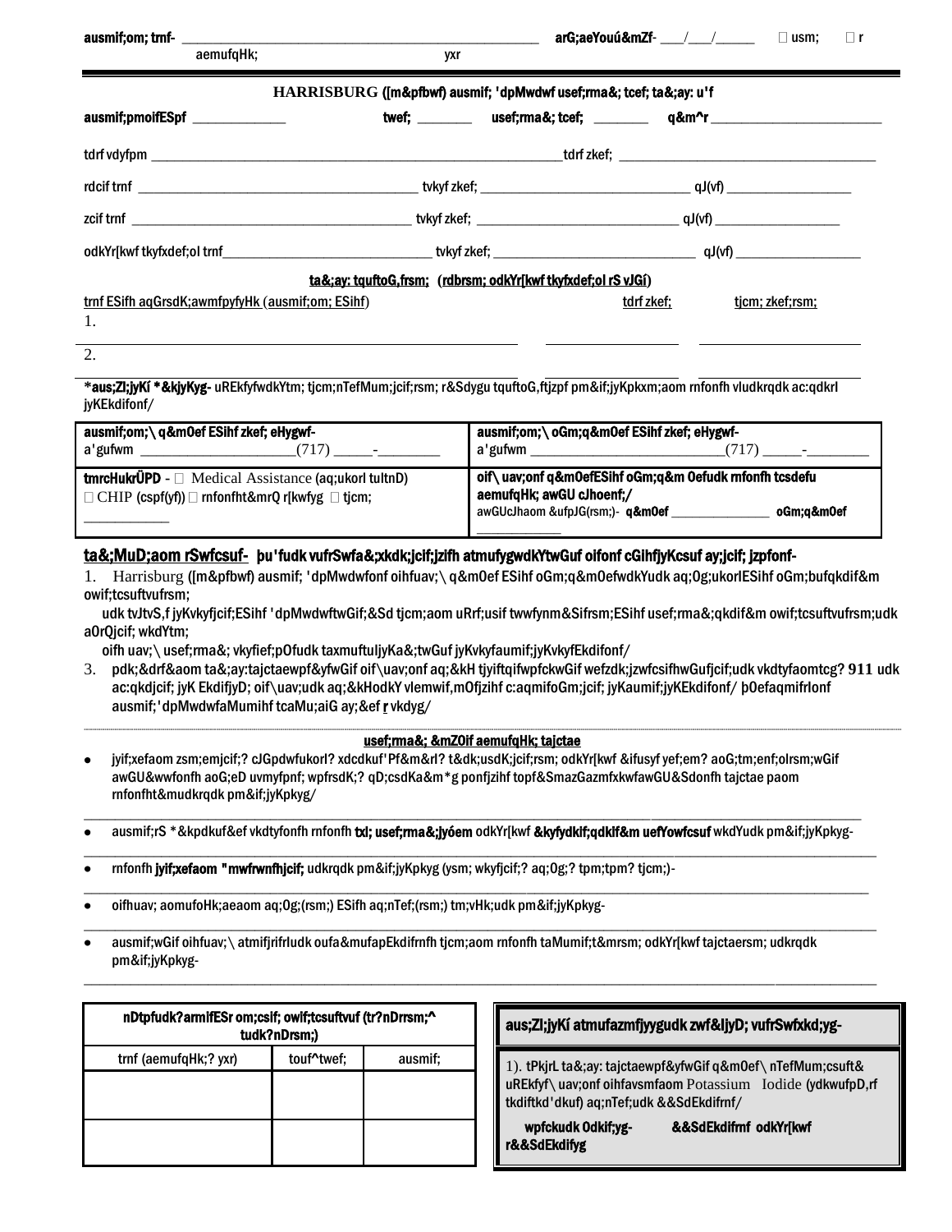ausmif;om; tmf- _______________________________________________ arG;aeYouú&mZf- ___/___/_____ usm; r

aemufqHk; yxr

---

**HARRISBURG ([m&pfbwf) ausmif; 'dpMwdwf usef;rma&; tcef; ta&;ay: u'f**

**ausmif;pmoifESpf** ____________ **twef;** _______ **usef;rma&; tcef;** _______ **q&m^r** ______________________

tdrf vdyfpm _______________________________________________________ tdrf zkef; ________________________________

rdcif trnf ____________________________________ tvkyf zkef; __________________________ qJ(vf) ________________

zcif trnf ____________________________________ tvkyf zkef; __________________________ qJ(vf) ________________

odkYr[kwf tkyfxdef;ol trnf__________________________ tvkyf zkef; __________________________ qJ(vf) ________________

**ta&;ay: tquftoG,frsm; (rdbrsm; odkYr[kwf tkyfxdef;ol rS vJGí)**

trnf ESifh aqGrsdK;awmfpyfyHk (ausmif;om; ESihf) tdrf zkef; tjcm; zkef;rsm;

1. ________________________________________ ______________ ________________

2. ________________________________________ ______________ ________________

***aus;Zl;jyKí *&kjyKyg-** uREkfyfwdkYtm; tjcm;nTefMum;csif&m; r&Sdygu tquftoG,ftjzpf pm&if;jyKpkxm;aom rnfonfh vludkrqdk ac:qdkrI jyKEkdifonf/

| ausmif;om;\ q&m0ef ESihf zkef; eHygwf- a'gufwm ____________________(717) _____-________ | ausmif;om;\ oGm;q&m0ef ESihf zkef; eHygwf- a'gufwm __________________________(717) _____-________ |
|---|---|
| **tmrcHukrÜPD** - Medical Assistance (aq;ukorI tultnD) CHIP (cspf(yf)) rnfonfht&mrQ r[kwfyg tjcm; ___________ | **oif\ uav;onf q&m0efESihf oGm;q&m 0efudk rnfonfh tcsdefu aemufqHk; awGU cJhoenf;/** awGUcJhaom &ufpJG(rsm;)- **q&m0ef** ______________ **oGm;q&m0ef** ___________ |

## ta&;MuD;aom rSwfcsuf- þu'fudk vufrSwfa&;xdk;jcif;jzifh atmufygwdkYtwGuf oifonf cGihfjyKcsuf ay;jcif; jzpfonf-

1. Harrisburg ([m&pfbwf) ausmif; 'dpMwdwfonf oihfuav;\ q&m0ef ESihf oGm;q&m0efwdkYudk aq;0g;ukorIESihf oGm;bufqkdif&m owif;tcsuftvufrsm; udk tvJtvS,f jyKvkyfjcif;ESihf 'dpMwdwftwGif;&Sd tjcm;aom uRrf;usif twwfynm&Sifrsm;ESihf usef;rma&;qkdif&m owif;tcsuftvufrsm;udk aOrQjcif; wkdYtm;

oifh uav;\ usef;rma&; vkyfief;pOfudk taxmuftuljyKa&;twGuf jyKvkyfaumif;jyKvkyfEkdifonf/

3. pdk;&drf&aom ta&;ay:tajctaewpf&yfwGif oif\uav;onf aq;&kH tjyiftqifwpfckwGif wefzdk;jzwfcsifhwGufjcif;udk vkdtyfaomtcg? **911** udk ac:qkdjcif; jyK EkdifjyD; oif\uav;udk aq;&kHodkY vlemwif,mOfjzihf c:aqmifoGm;jcif; jyKaumif;jyKEkdifonf/ þ0efaqmifrIonf ausmif;'dpMwdwfaMumihf tcaMu;aiG ay;&ef r vkdyg/

---

**usef;rma&; &mZ0if aemufqHk; tajctae**

- jyif;xefaom zsm;emjcif;? cJGpdwfukorI? xdcdkuf'Pf&m&rI? t&dk;usdK;jcif;rsm; odkYr[kwf &ifusyf yef;em? aoG;tm;enf;olrsm;wGif awGU&wwfonfh aoG;eD uvmyfpnf; wpfrsdK;? qD;csdKa&m*g ponfjzihf topf&SmazGazmfxkwfawGU&Sdonfh tajctae paom rnfonfht&mudkrqdk pm&if;jyKpkyg/

________________________________________________________________________________

- ausmif;rS *&kpdkuf&ef vkdtyfonfh rnfonfh **txl; usef;rma&;jyóem** odkYr[kwf **&kyfydkif;qdkif&m uefYowfcsuf** wkdYudk pm&if;jyKpkyg-

________________________________________________________________________________

- rnfonfh **jyif;xefaom "mwfrwnfhjcif;** udkrqdk pm&if;jyKpkyg (ysm; wkyfjcif;? aq;0g;? tpm;tpm? tjcm;)-

________________________________________________________________________________

- oifhuav; aomufoHk;aeaom aq;0g;(rsm;) ESifh aq;nTef(rsm;) tm;vHk;udk pm&if;jyKpkyg-

________________________________________________________________________________

- ausmif;wGif oihfuav;\ atmifjrifrIudk oufa&mufapEkdifrnfh tjcm;aom rnfonfh taMumif;t&mrsm; odkYr[kwf tajctaersm; udkrqdk pm&if;jyKpkyg-

________________________________________________________________________________

| nDtpfudk?armifESr om;csif; owif;tcsuftvuf (tr?nDrrsm;^ tudk?nDrsm;) | | |
|---|---|---|
| trnf (aemufqHk;? yxr) | touf^twef; | ausmif; |
| | | |
| | | |

**aus;Zl;jyKí atmufazmfjyygudk zwf&IjyD; vufrSwfxkd;yg-**

1). tPkjrL ta&;ay: tajctaewpf&yfwGif q&m0ef\ nTefMum;csuft& uREkfyf\ uav;onf oihfavsmfaom Potassium Iodide (ydkwufpD,rf tkdiftkd'dkuf) aq;nTef;udk &&SdEkdifrnf/

**wpfckudk 0dkif;yg-** **&&SdEkdifrnf odkYr[kwf r&&SdEkdifyg**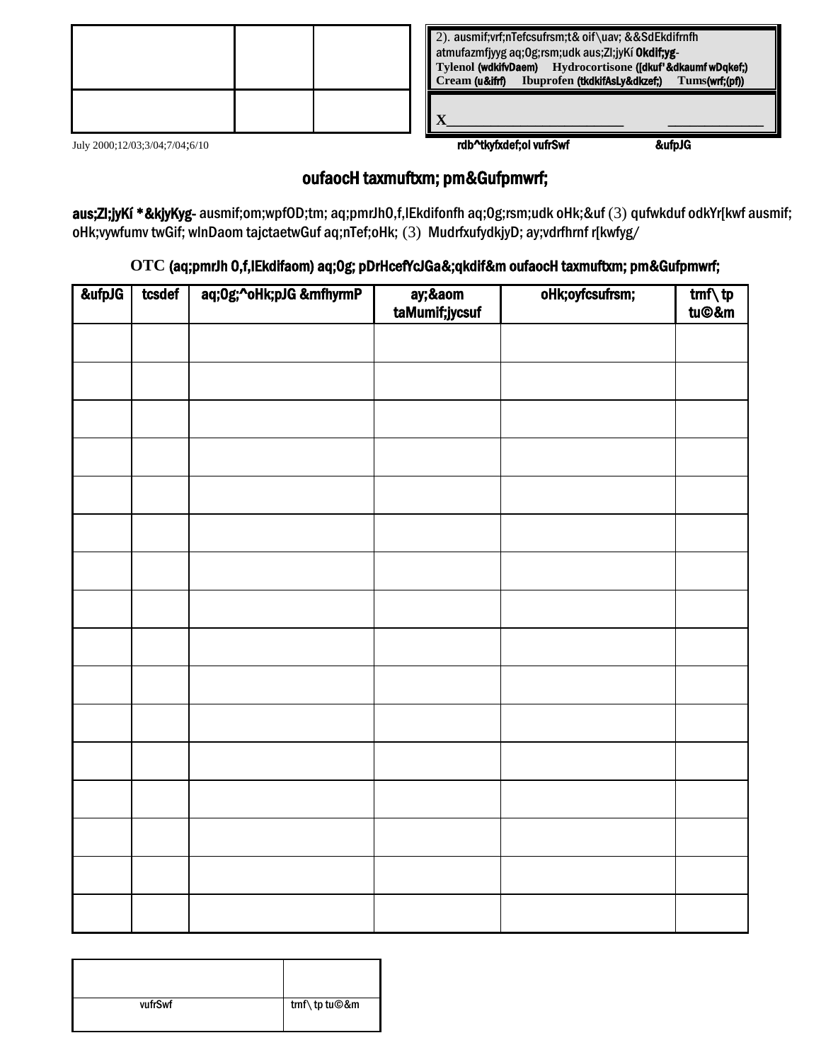| | | |
|---|---|---|
| | | |
| | | |

July 2000;12/03;3/04;7/04;6/10

2). ausmif;vrf;nTefcsufrsm;t& oif\uav; &&SdEkdifrnfh atmufazmfjyyg aq;0g;rsm;udk aus;Zl;jyKí 0kdif;yg-
Tylenol (wdkifvDaem) Hydrocortisone ([dkuf'&dkaumf wDqkef;) Cream (u&ifr) Ibuprofen (tkdkifAsLy&dkzef;) Tums(wrf;(pf))

X________________________ ____________

rdb^tkyfxdef;ol vufrSwf &ufpJG

# oufaocH taxmuftxm; pm&Gufpmwrf;

**aus;Zl;jyKí *&kjyKyg-** ausmif;om;wpfOD;tm; aq;pmrJh0,f,lEkdifonfh aq;0g;rsm;udk oHk;&uf (3) qufwkduf odkYr[kwf ausmif; oHk;vywfumv twGif; wlnDaom tajctaetwGuf aq;nTef;oHk; (3) MudrfxufydkjyD; ay;vdrfhrnf r[kwfyg/

## OTC (aq;pmrJh 0,f,lEkdifaom) aq;0g; pDrHcefYcJGa&;qkdif&m oufaocH taxmuftxm; pm&Gufpmwrf;

| &ufpJG | tcsdef | aq;0g;^oHk;pJG &mfhyrmP | ay;&aom taMumif;jycsuf | oHk;oyfcsufrsm; | tmf\ tp tu©&m |
|---|---|---|---|---|---|
| | | | | | |
| | | | | | |
| | | | | | |
| | | | | | |
| | | | | | |
| | | | | | |
| | | | | | |
| | | | | | |
| | | | | | |
| | | | | | |
| | | | | | |
| | | | | | |
| | | | | | |
| | | | | | |
| | | | | | |
| | | | | | |

| | |
|---|---|
| | |
| vufrSwf | tmf\ tp tu©&m |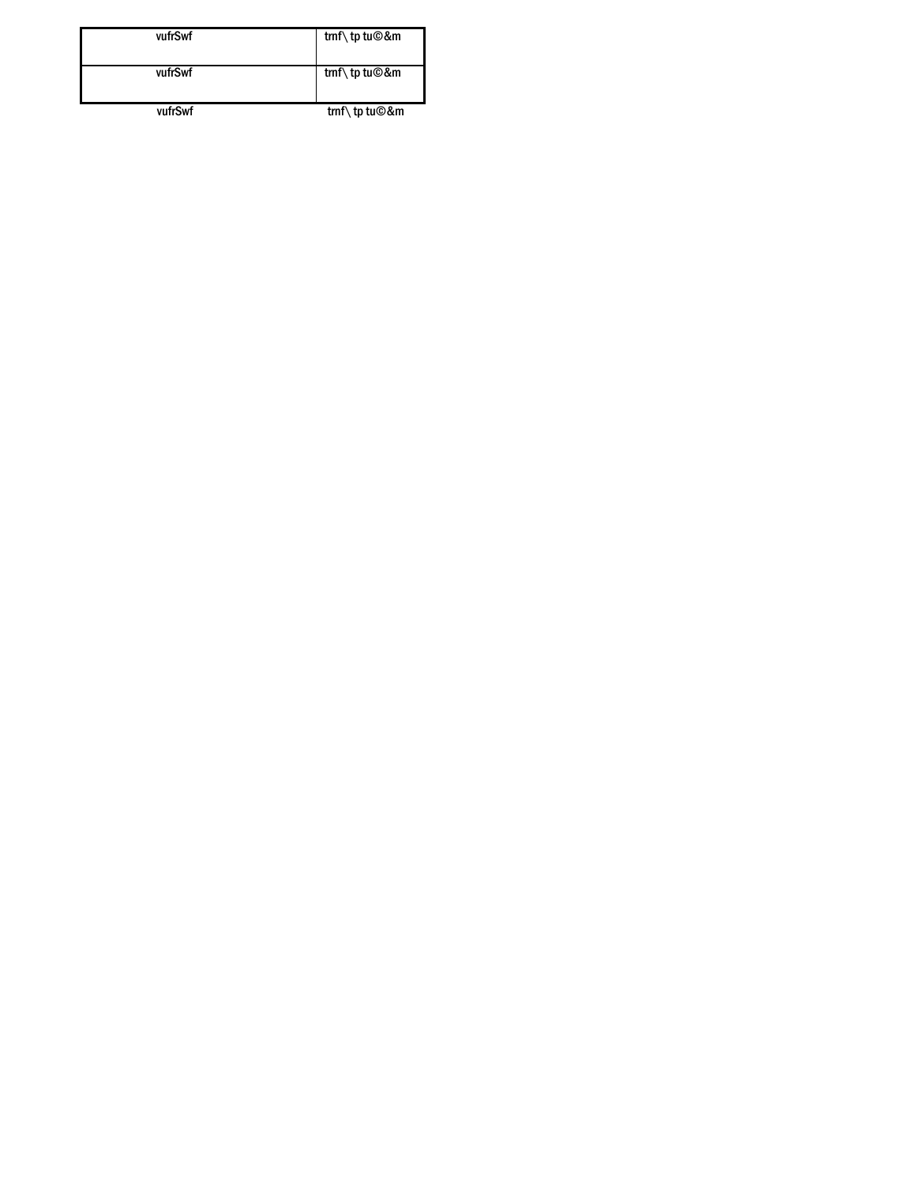| | |
|---|---|
| vufrSwf | trnf\ tp tu©&m |
| vufrSwf | trnf\ tp tu©&m |
| vufrSwf | trnf\ tp tu©&m |